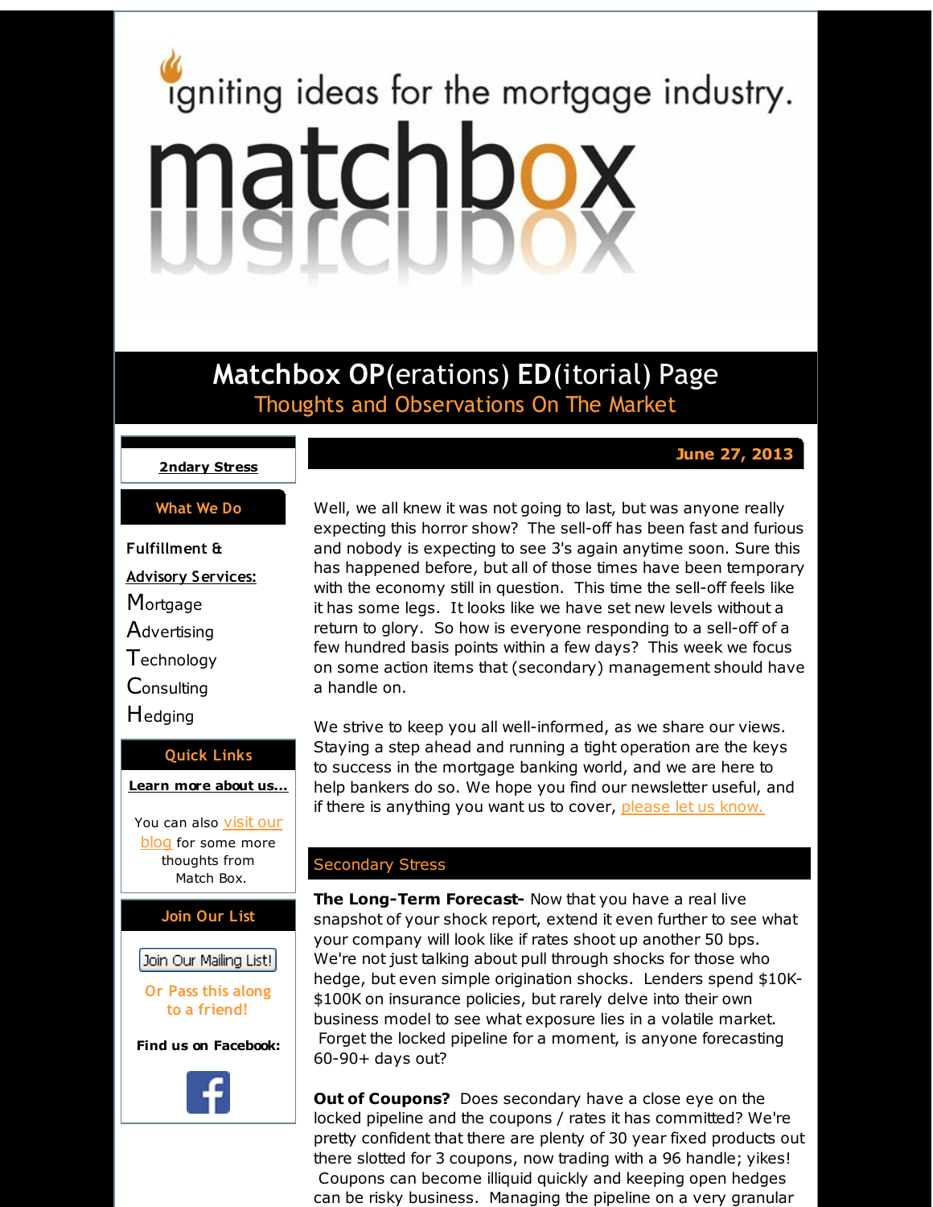igniting ideas for the mortgage industry.

# matchbox

## Matchbox OP(erations) ED(itorial) Page

Thoughts and Observations On The Market

**2ndary Stress**

**What We Do**

**Fulfillment & Advisory Services:**

Mortgage
Advertising
Technology
Consulting
Hedging

**Quick Links**

**Learn more about us...**

You can also visit our blog for some more thoughts from Match Box.

**Join Our List**

Join Our Mailing List!

Or Pass this along to a friend!

**Find us on Facebook:**

**June 27, 2013**

Well, we all knew it was not going to last, but was anyone really expecting this horror show? The sell-off has been fast and furious and nobody is expecting to see 3's again anytime soon. Sure this has happened before, but all of those times have been temporary with the economy still in question. This time the sell-off feels like it has some legs. It looks like we have set new levels without a return to glory. So how is everyone responding to a sell-off of a few hundred basis points within a few days? This week we focus on some action items that (secondary) management should have a handle on.

We strive to keep you all well-informed, as we share our views. Staying a step ahead and running a tight operation are the keys to success in the mortgage banking world, and we are here to help bankers do so. We hope you find our newsletter useful, and if there is anything you want us to cover, please let us know.

## Secondary Stress

**The Long-Term Forecast-** Now that you have a real live snapshot of your shock report, extend it even further to see what your company will look like if rates shoot up another 50 bps. We're not just talking about pull through shocks for those who hedge, but even simple origination shocks. Lenders spend $10K-$100K on insurance policies, but rarely delve into their own business model to see what exposure lies in a volatile market. Forget the locked pipeline for a moment, is anyone forecasting 60-90+ days out?

**Out of Coupons?** Does secondary have a close eye on the locked pipeline and the coupons / rates it has committed? We're pretty confident that there are plenty of 30 year fixed products out there slotted for 3 coupons, now trading with a 96 handle; yikes! Coupons can become illiquid quickly and keeping open hedges can be risky business. Managing the pipeline on a very granular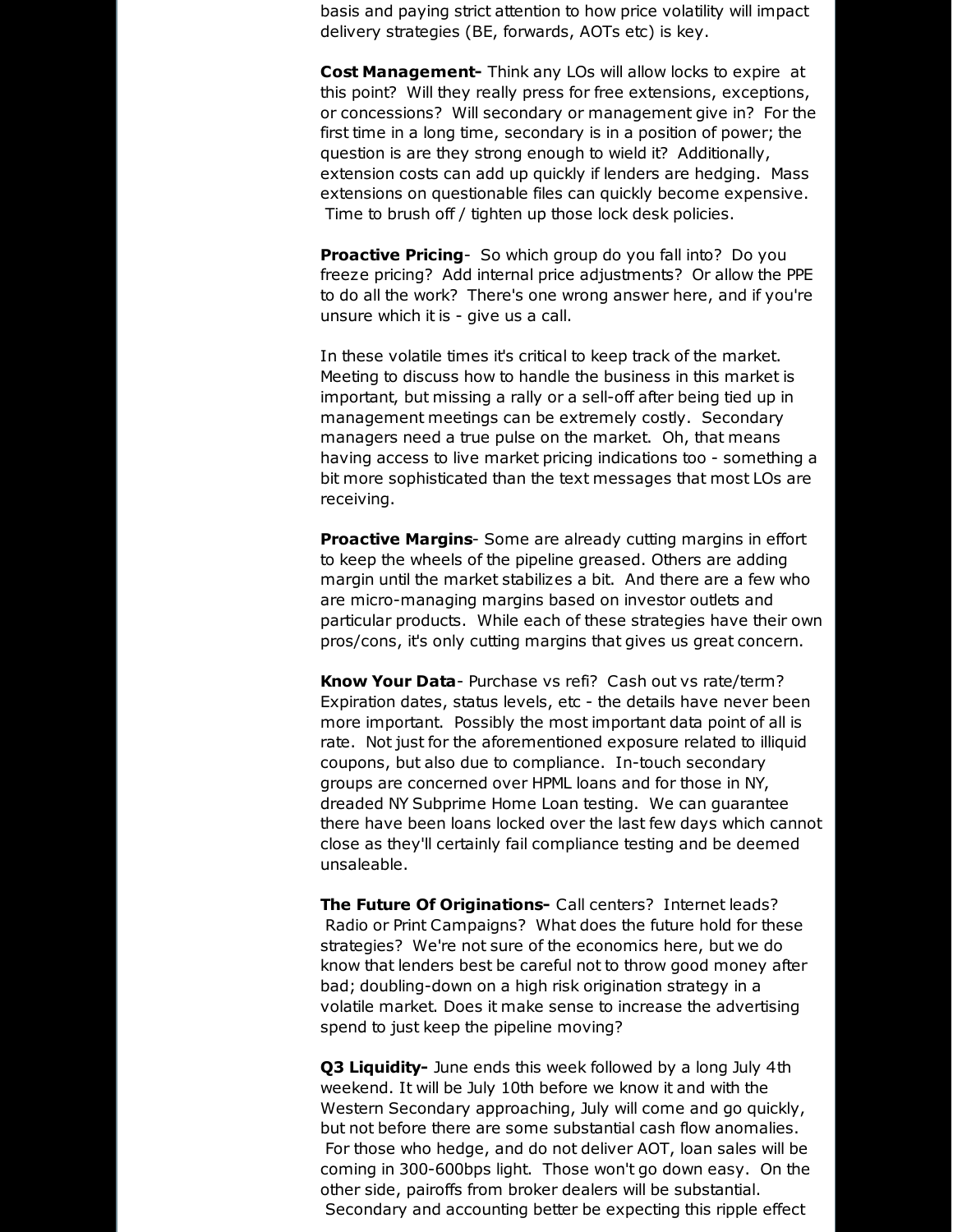basis and paying strict attention to how price volatility will impact delivery strategies (BE, forwards, AOTs etc) is key.

**Cost Management-** Think any LOs will allow locks to expire at this point? Will they really press for free extensions, exceptions, or concessions? Will secondary or management give in? For the first time in a long time, secondary is in a position of power; the question is are they strong enough to wield it? Additionally, extension costs can add up quickly if lenders are hedging. Mass extensions on questionable files can quickly become expensive. Time to brush off / tighten up those lock desk policies.

**Proactive Pricing**- So which group do you fall into? Do you freeze pricing? Add internal price adjustments? Or allow the PPE to do all the work? There's one wrong answer here, and if you're unsure which it is - give us a call.

In these volatile times it's critical to keep track of the market. Meeting to discuss how to handle the business in this market is important, but missing a rally or a sell-off after being tied up in management meetings can be extremely costly. Secondary managers need a true pulse on the market. Oh, that means having access to live market pricing indications too - something a bit more sophisticated than the text messages that most LOs are receiving.

**Proactive Margins**- Some are already cutting margins in effort to keep the wheels of the pipeline greased. Others are adding margin until the market stabilizes a bit. And there are a few who are micro-managing margins based on investor outlets and particular products. While each of these strategies have their own pros/cons, it's only cutting margins that gives us great concern.

**Know Your Data**- Purchase vs refi? Cash out vs rate/term? Expiration dates, status levels, etc - the details have never been more important. Possibly the most important data point of all is rate. Not just for the aforementioned exposure related to illiquid coupons, but also due to compliance. In-touch secondary groups are concerned over HPML loans and for those in NY, dreaded NY Subprime Home Loan testing. We can guarantee there have been loans locked over the last few days which cannot close as they'll certainly fail compliance testing and be deemed unsaleable.

**The Future Of Originations-** Call centers? Internet leads? Radio or Print Campaigns? What does the future hold for these strategies? We're not sure of the economics here, but we do know that lenders best be careful not to throw good money after bad; doubling-down on a high risk origination strategy in a volatile market. Does it make sense to increase the advertising spend to just keep the pipeline moving?

**Q3 Liquidity-** June ends this week followed by a long July 4th weekend. It will be July 10th before we know it and with the Western Secondary approaching, July will come and go quickly, but not before there are some substantial cash flow anomalies. For those who hedge, and do not deliver AOT, loan sales will be coming in 300-600bps light. Those won't go down easy. On the other side, pairoffs from broker dealers will be substantial. Secondary and accounting better be expecting this ripple effect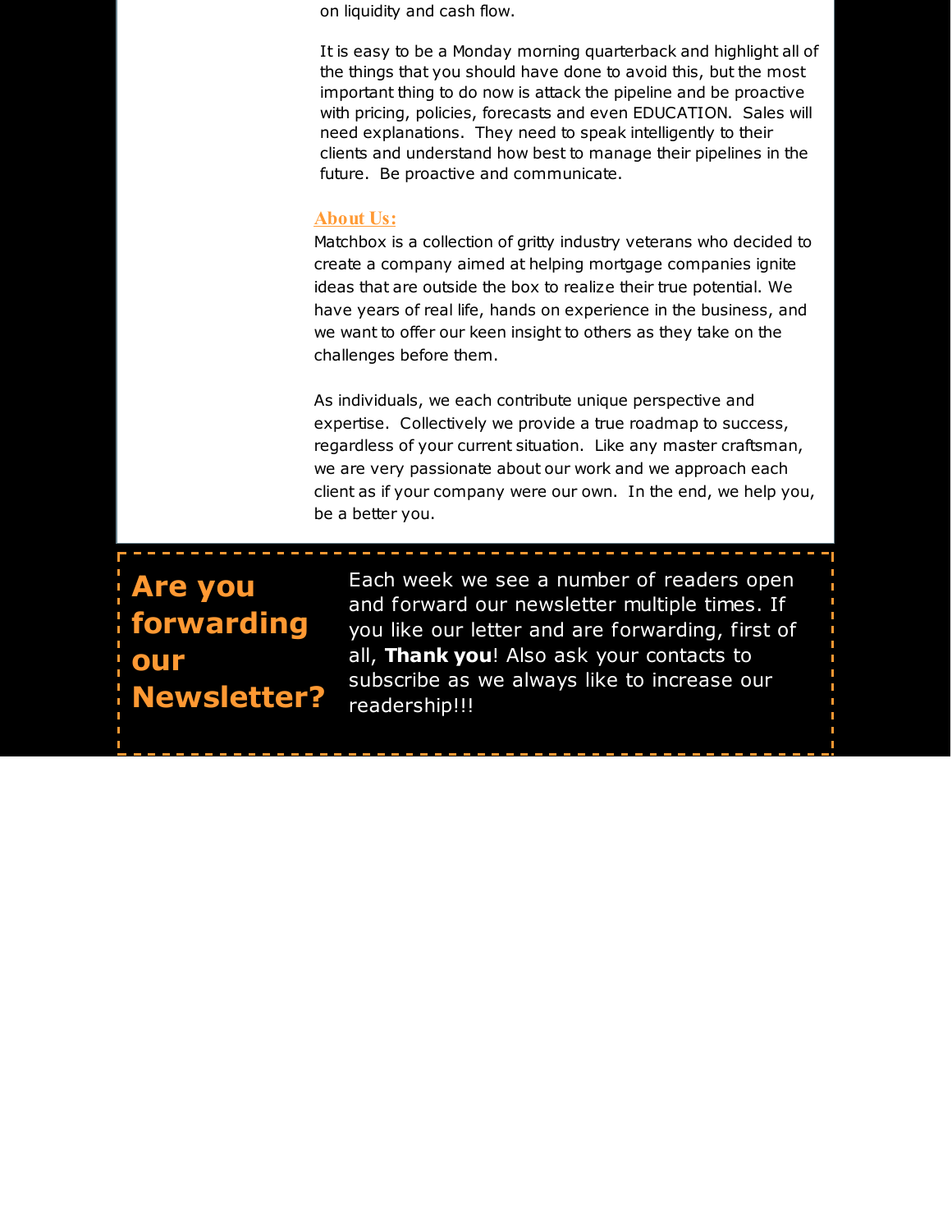on liquidity and cash flow.

It is easy to be a Monday morning quarterback and highlight all of the things that you should have done to avoid this, but the most important thing to do now is attack the pipeline and be proactive with pricing, policies, forecasts and even EDUCATION. Sales will need explanations. They need to speak intelligently to their clients and understand how best to manage their pipelines in the future. Be proactive and communicate.

## About Us:

Matchbox is a collection of gritty industry veterans who decided to create a company aimed at helping mortgage companies ignite ideas that are outside the box to realize their true potential. We have years of real life, hands on experience in the business, and we want to offer our keen insight to others as they take on the challenges before them.

As individuals, we each contribute unique perspective and expertise. Collectively we provide a true roadmap to success, regardless of your current situation. Like any master craftsman, we are very passionate about our work and we approach each client as if your company were our own. In the end, we help you, be a better you.

## Are you forwarding our Newsletter?

Each week we see a number of readers open and forward our newsletter multiple times. If you like our letter and are forwarding, first of all, **Thank you**! Also ask your contacts to subscribe as we always like to increase our readership!!!